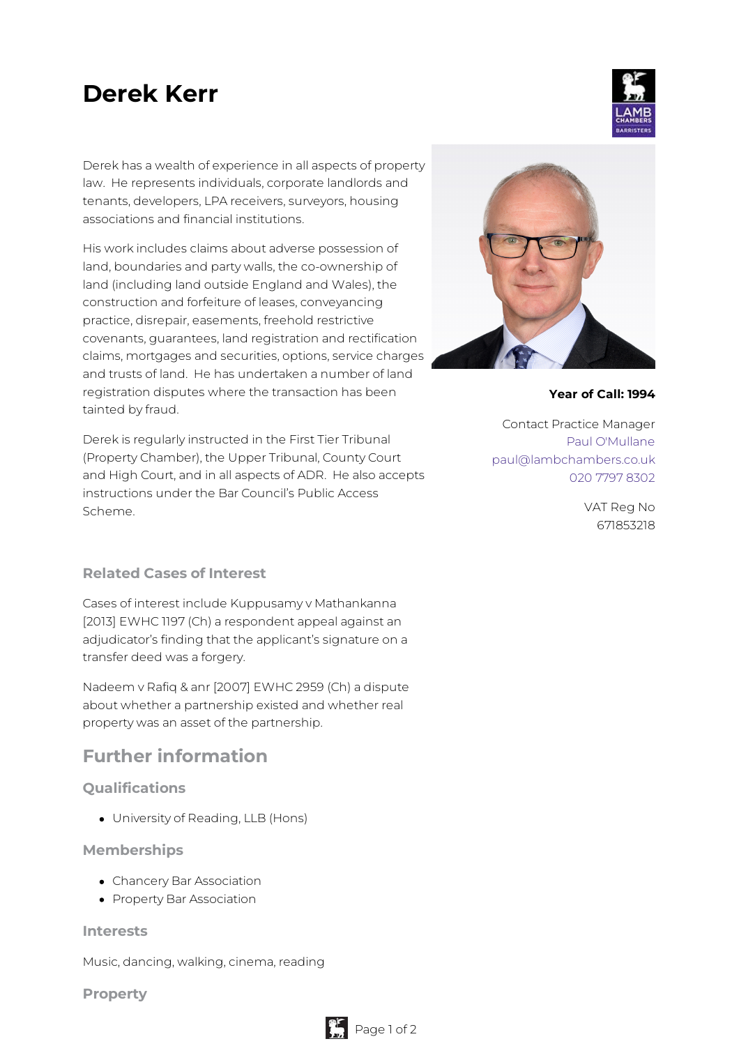# Derek Kerr

Derek has a wealth of experience in all aspects of property law. He represents individuals, corporate landlords and tenants, developers, LPA receivers, surveyors, housing associations and financial institutions.

His work includes claims about adverse possession of land, boundaries and party walls, the co-ownership of land (including land outside England and Wales), the construction and forfeiture of leases, conveyancing practice, disrepair, easements, freehold restrictive covenants, guarantees, land registration and rectification claims, mortgages and securities, options, service charges and trusts of land. He has undertaken a number of land registration disputes where the transaction has been tainted by fraud.

Derek is regularly instructed in the First Tier Tribunal (Property Chamber), the Upper Tribunal, County Court and High Court, and in all aspects of ADR. He also accepts instructions under the Bar Council's Public Access Scheme.

**Year of Call: 1994**

Contact Practice Manager
Paul O'Mullane
paul@lambchambers.co.uk
020 7797 8302

VAT Reg No
671853218

### Related Cases of Interest

Cases of interest include Kuppusamy v Mathankanna [2013] EWHC 1197 (Ch) a respondent appeal against an adjudicator's finding that the applicant's signature on a transfer deed was a forgery.

Nadeem v Rafiq & anr [2007] EWHC 2959 (Ch) a dispute about whether a partnership existed and whether real property was an asset of the partnership.

## Further information

### Qualifications

- University of Reading, LLB (Hons)

### Memberships

- Chancery Bar Association
- Property Bar Association

### Interests

Music, dancing, walking, cinema, reading

### Property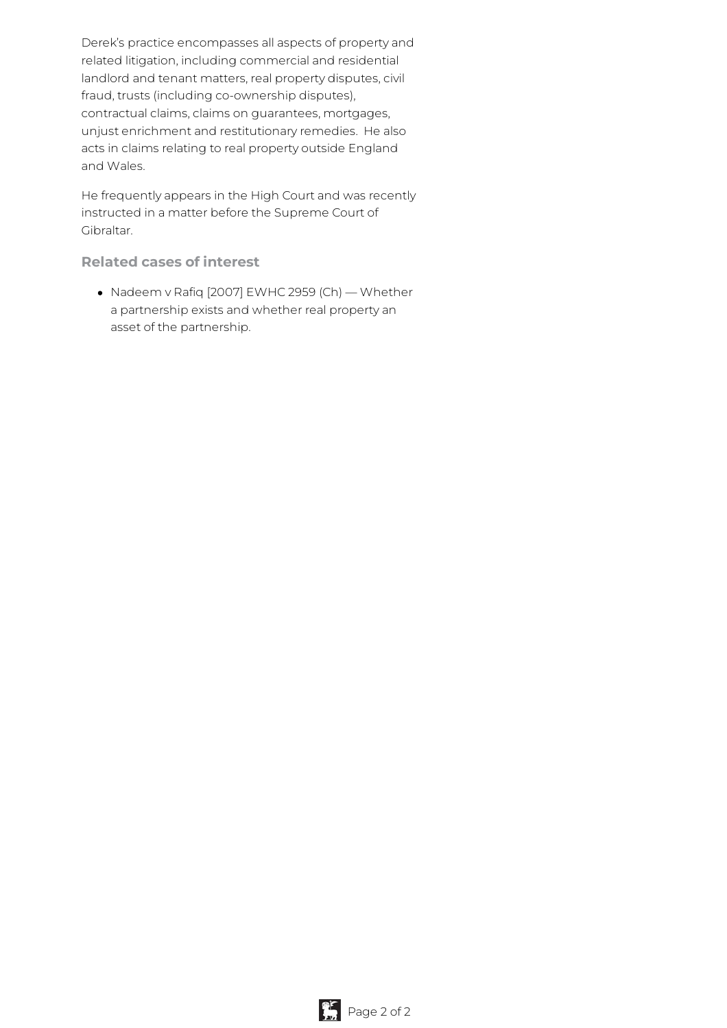Derek's practice encompasses all aspects of property and related litigation, including commercial and residential landlord and tenant matters, real property disputes, civil fraud, trusts (including co-ownership disputes), contractual claims, claims on guarantees, mortgages, unjust enrichment and restitutionary remedies.  He also acts in claims relating to real property outside England and Wales.

He frequently appears in the High Court and was recently instructed in a matter before the Supreme Court of Gibraltar.

### Related cases of interest

- Nadeem v Rafiq [2007] EWHC 2959 (Ch) — Whether a partnership exists and whether real property an asset of the partnership.